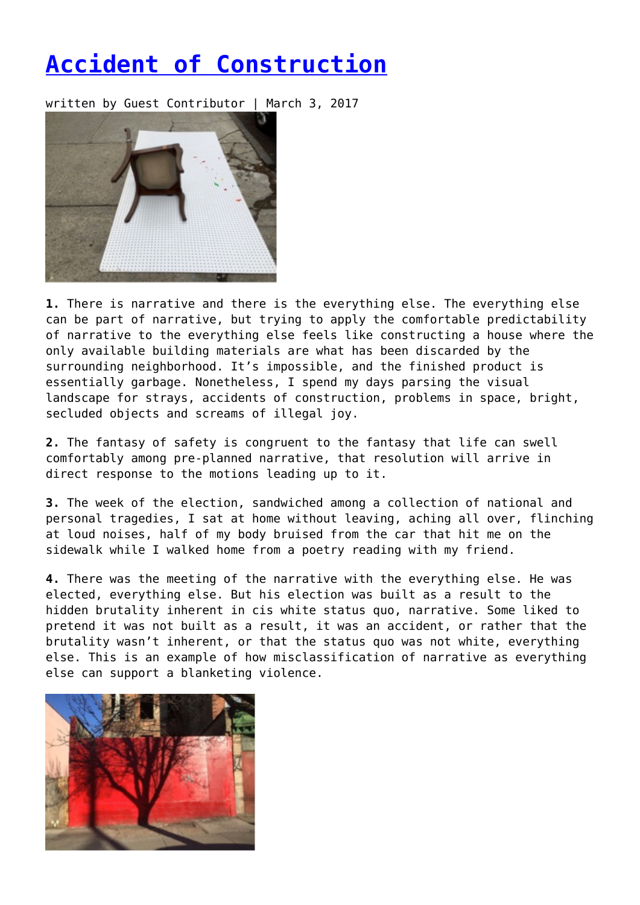# Accident of Construction

written by Guest Contributor | March 3, 2017

**1.** There is narrative and there is the everything else. The everything else can be part of narrative, but trying to apply the comfortable predictability of narrative to the everything else feels like constructing a house where the only available building materials are what has been discarded by the surrounding neighborhood. It's impossible, and the finished product is essentially garbage. Nonetheless, I spend my days parsing the visual landscape for strays, accidents of construction, problems in space, bright, secluded objects and screams of illegal joy.

**2.** The fantasy of safety is congruent to the fantasy that life can swell comfortably among pre-planned narrative, that resolution will arrive in direct response to the motions leading up to it.

**3.** The week of the election, sandwiched among a collection of national and personal tragedies, I sat at home without leaving, aching all over, flinching at loud noises, half of my body bruised from the car that hit me on the sidewalk while I walked home from a poetry reading with my friend.

**4.** There was the meeting of the narrative with the everything else. He was elected, everything else. But his election was built as a result to the hidden brutality inherent in cis white status quo, narrative. Some liked to pretend it was not built as a result, it was an accident, or rather that the brutality wasn't inherent, or that the status quo was not white, everything else. This is an example of how misclassification of narrative as everything else can support a blanketing violence.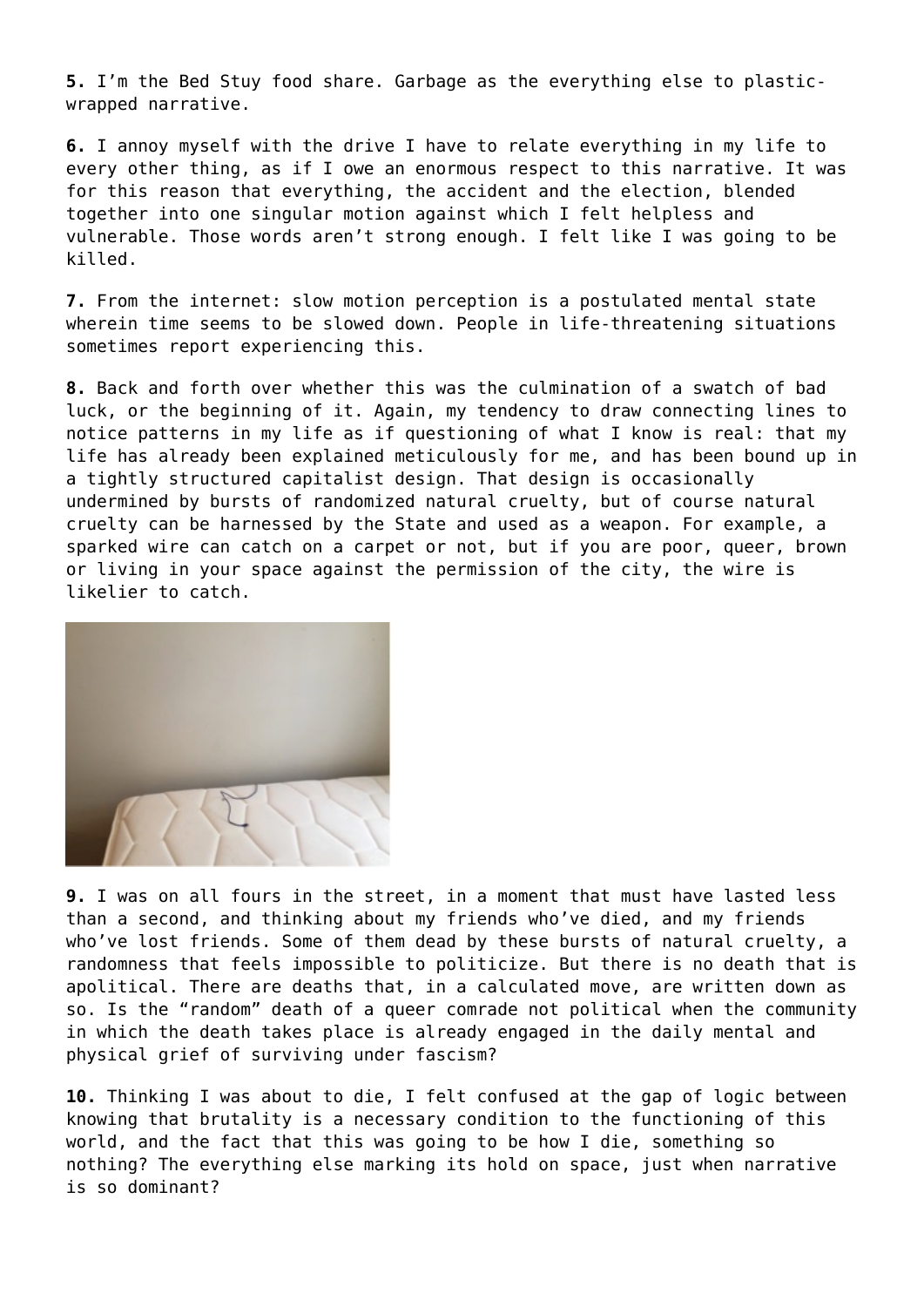**5.** I'm the Bed Stuy food share. Garbage as the everything else to plastic-wrapped narrative.

**6.** I annoy myself with the drive I have to relate everything in my life to every other thing, as if I owe an enormous respect to this narrative. It was for this reason that everything, the accident and the election, blended together into one singular motion against which I felt helpless and vulnerable. Those words aren't strong enough. I felt like I was going to be killed.

**7.** From the internet: slow motion perception is a postulated mental state wherein time seems to be slowed down. People in life-threatening situations sometimes report experiencing this.

**8.** Back and forth over whether this was the culmination of a swatch of bad luck, or the beginning of it. Again, my tendency to draw connecting lines to notice patterns in my life as if questioning of what I know is real: that my life has already been explained meticulously for me, and has been bound up in a tightly structured capitalist design. That design is occasionally undermined by bursts of randomized natural cruelty, but of course natural cruelty can be harnessed by the State and used as a weapon. For example, a sparked wire can catch on a carpet or not, but if you are poor, queer, brown or living in your space against the permission of the city, the wire is likelier to catch.

**9.** I was on all fours in the street, in a moment that must have lasted less than a second, and thinking about my friends who've died, and my friends who've lost friends. Some of them dead by these bursts of natural cruelty, a randomness that feels impossible to politicize. But there is no death that is apolitical. There are deaths that, in a calculated move, are written down as so. Is the "random" death of a queer comrade not political when the community in which the death takes place is already engaged in the daily mental and physical grief of surviving under fascism?

**10.** Thinking I was about to die, I felt confused at the gap of logic between knowing that brutality is a necessary condition to the functioning of this world, and the fact that this was going to be how I die, something so nothing? The everything else marking its hold on space, just when narrative is so dominant?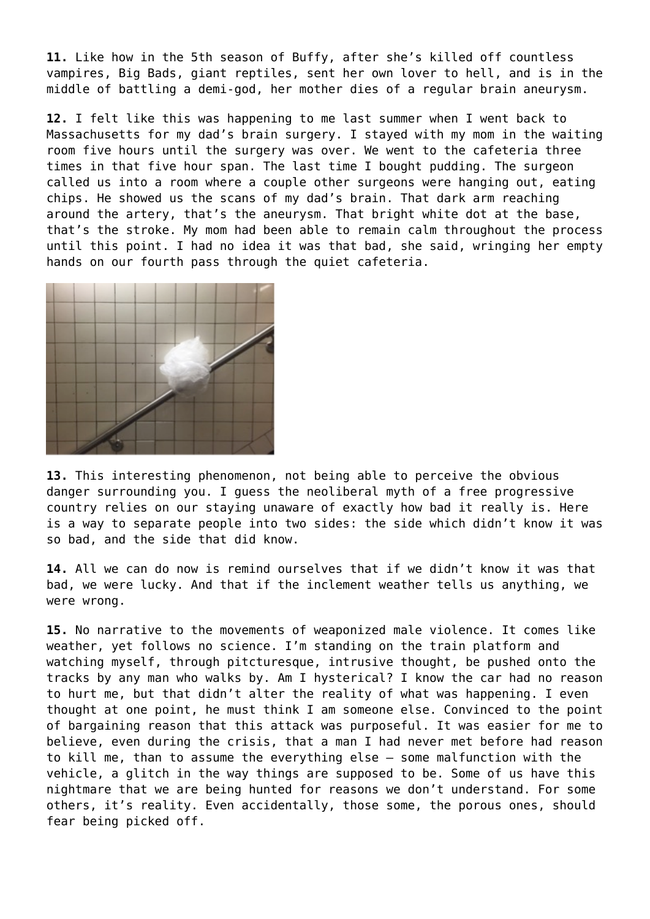**11.** Like how in the 5th season of Buffy, after she's killed off countless vampires, Big Bads, giant reptiles, sent her own lover to hell, and is in the middle of battling a demi-god, her mother dies of a regular brain aneurysm.

**12.** I felt like this was happening to me last summer when I went back to Massachusetts for my dad's brain surgery. I stayed with my mom in the waiting room five hours until the surgery was over. We went to the cafeteria three times in that five hour span. The last time I bought pudding. The surgeon called us into a room where a couple other surgeons were hanging out, eating chips. He showed us the scans of my dad's brain. That dark arm reaching around the artery, that's the aneurysm. That bright white dot at the base, that's the stroke. My mom had been able to remain calm throughout the process until this point. I had no idea it was that bad, she said, wringing her empty hands on our fourth pass through the quiet cafeteria.

**13.** This interesting phenomenon, not being able to perceive the obvious danger surrounding you. I guess the neoliberal myth of a free progressive country relies on our staying unaware of exactly how bad it really is. Here is a way to separate people into two sides: the side which didn't know it was so bad, and the side that did know.

**14.** All we can do now is remind ourselves that if we didn't know it was that bad, we were lucky. And that if the inclement weather tells us anything, we were wrong.

**15.** No narrative to the movements of weaponized male violence. It comes like weather, yet follows no science. I'm standing on the train platform and watching myself, through pitcturesque, intrusive thought, be pushed onto the tracks by any man who walks by. Am I hysterical? I know the car had no reason to hurt me, but that didn't alter the reality of what was happening. I even thought at one point, he must think I am someone else. Convinced to the point of bargaining reason that this attack was purposeful. It was easier for me to believe, even during the crisis, that a man I had never met before had reason to kill me, than to assume the everything else – some malfunction with the vehicle, a glitch in the way things are supposed to be. Some of us have this nightmare that we are being hunted for reasons we don't understand. For some others, it's reality. Even accidentally, those some, the porous ones, should fear being picked off.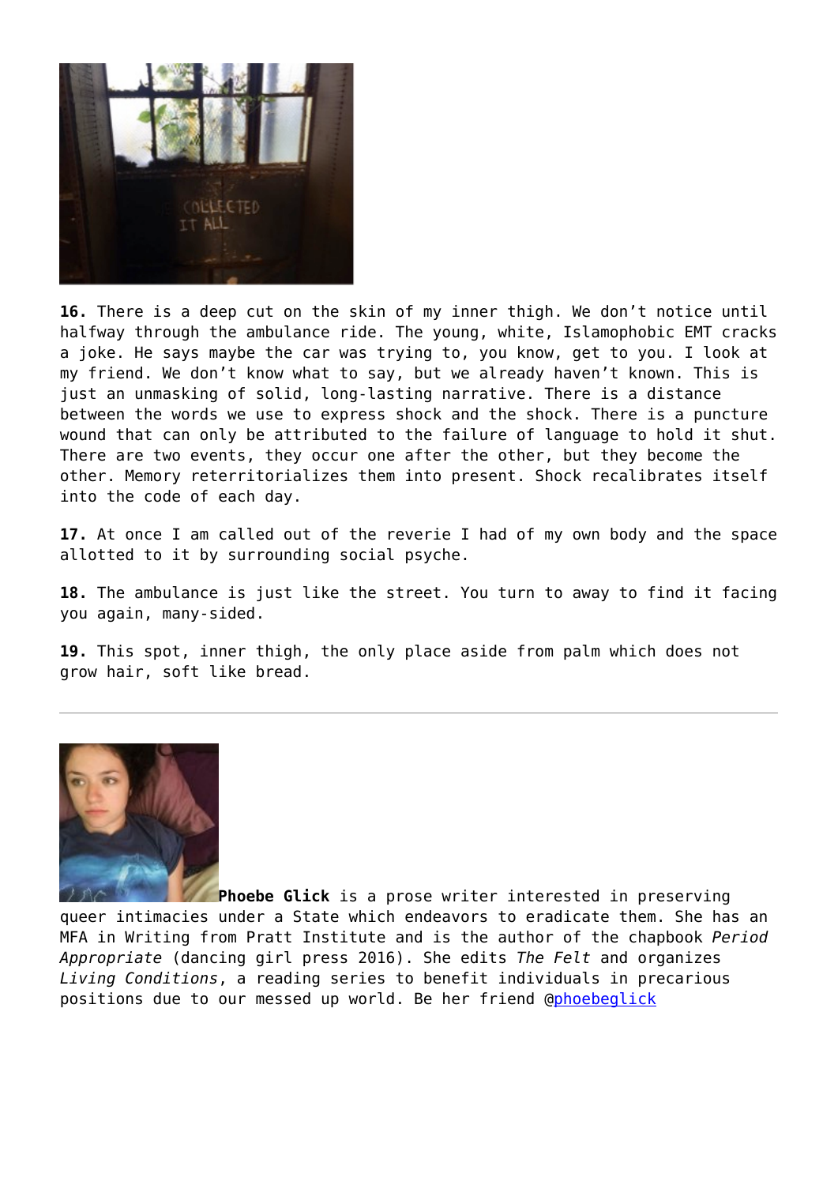**16.** There is a deep cut on the skin of my inner thigh. We don't notice until halfway through the ambulance ride. The young, white, Islamophobic EMT cracks a joke. He says maybe the car was trying to, you know, get to you. I look at my friend. We don't know what to say, but we already haven't known. This is just an unmasking of solid, long-lasting narrative. There is a distance between the words we use to express shock and the shock. There is a puncture wound that can only be attributed to the failure of language to hold it shut. There are two events, they occur one after the other, but they become the other. Memory reterritorializes them into present. Shock recalibrates itself into the code of each day.

**17.** At once I am called out of the reverie I had of my own body and the space allotted to it by surrounding social psyche.

**18.** The ambulance is just like the street. You turn to away to find it facing you again, many-sided.

**19.** This spot, inner thigh, the only place aside from palm which does not grow hair, soft like bread.

---

**Phoebe Glick** is a prose writer interested in preserving queer intimacies under a State which endeavors to eradicate them. She has an MFA in Writing from Pratt Institute and is the author of the chapbook *Period Appropriate* (dancing girl press 2016). She edits *The Felt* and organizes *Living Conditions*, a reading series to benefit individuals in precarious positions due to our messed up world. Be her friend @phoebeglick